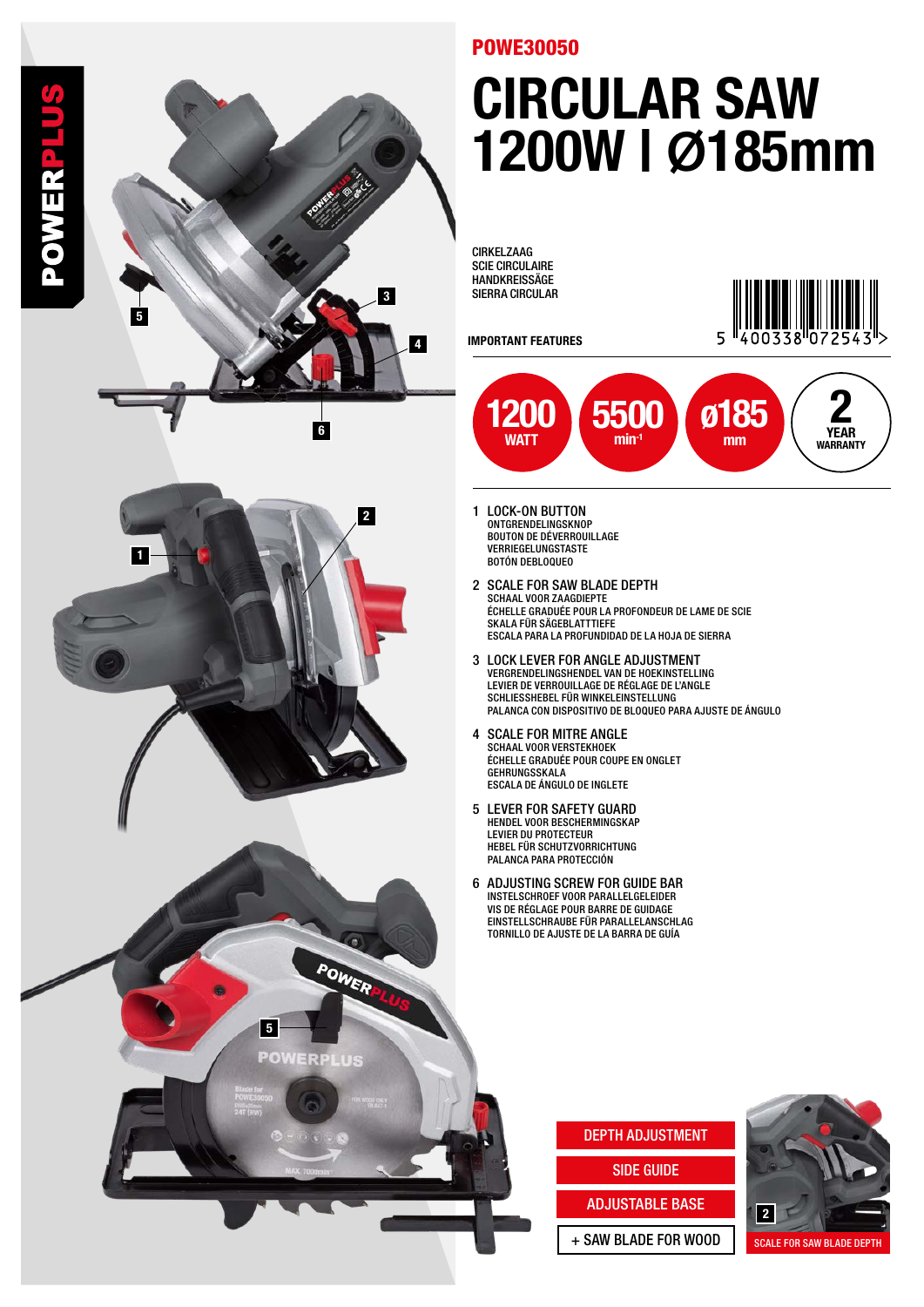POWERPLUS

**POWE30050**

# CIRCULAR SAW 1200W | Ø185mm

CIRKELZAAG
SCIE CIRCULAIRE
HANDKREISSÄGE
SIERRA CIRCULAR

5 400338 072543

**IMPORTANT FEATURES**

- **1200** WATT
- **5500** $min^{-1}$
- **ø185** mm
- **2** YEAR WARRANTY

1. **LOCK-ON BUTTON**
   ONTGRENDELINGSKNOP
   BOUTON DE DÉVERROUILLAGE
   VERRIEGELUNGSTASTE
   BOTÓN DEBLOQUEO

2. **SCALE FOR SAW BLADE DEPTH**
   SCHAAL VOOR ZAAGDIEPTE
   ÉCHELLE GRADUÉE POUR LA PROFONDEUR DE LAME DE SCIE
   SKALA FÜR SÄGEBLATTTIEFE
   ESCALA PARA LA PROFUNDIDAD DE LA HOJA DE SIERRA

3. **LOCK LEVER FOR ANGLE ADJUSTMENT**
   VERGRENDELINGSHENDEL VAN DE HOEKINSTELLING
   LEVIER DE VERROUILLAGE DE RÉGLAGE DE L'ANGLE
   SCHLIESSHEBEL FÜR WINKELEINSTELLUNG
   PALANCA CON DISPOSITIVO DE BLOQUEO PARA AJUSTE DE ÁNGULO

4. **SCALE FOR MITRE ANGLE**
   SCHAAL VOOR VERSTEKHOEK
   ÉCHELLE GRADUÉE POUR COUPE EN ONGLET
   GEHRUNGSSKALA
   ESCALA DE ÁNGULO DE INGLETE

5. **LEVER FOR SAFETY GUARD**
   HENDEL VOOR BESCHERMINGSKAP
   LEVIER DU PROTECTEUR
   HEBEL FÜR SCHUTZVORRICHTUNG
   PALANCA PARA PROTECCIÓN

6. **ADJUSTING SCREW FOR GUIDE BAR**
   INSTELSCHROEF VOOR PARALLELGELEIDER
   VIS DE RÉGLAGE POUR BARRE DE GUIDAGE
   EINSTELLSCHRAUBE FÜR PARALLELANSCHLAG
   TORNILLO DE AJUSTE DE LA BARRA DE GUÍA

- DEPTH ADJUSTMENT
- SIDE GUIDE
- ADJUSTABLE BASE
- + SAW BLADE FOR WOOD

2 SCALE FOR SAW BLADE DEPTH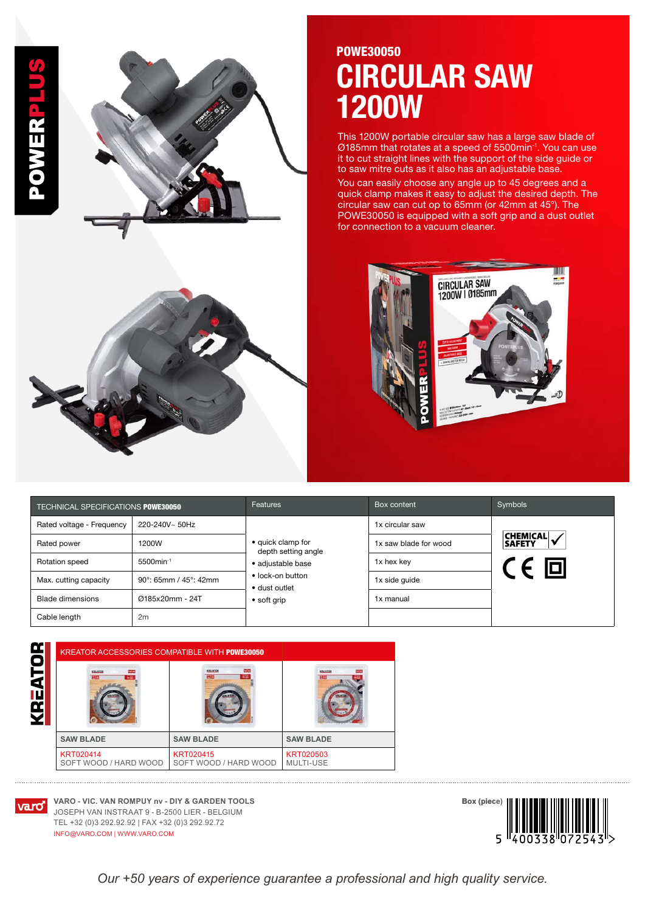POWERPLUS

## POWE30050

# CIRCULAR SAW 1200W

This 1200W portable circular saw has a large saw blade of Ø185mm that rotates at a speed of 5500min$^{-1}$. You can use it to cut straight lines with the support of the side guide or to saw mitre cuts as it also has an adjustable base.

You can easily choose any angle up to 45 degrees and a quick clamp makes it easy to adjust the desired depth. The circular saw can cut op to 65mm (or 42mm at 45°). The POWE30050 is equipped with a soft grip and a dust outlet for connection to a vacuum cleaner.

| TECHNICAL SPECIFICATIONS **POWE30050** | | Features | Box content | Symbols |
|---|---|---|---|---|
| Rated voltage - Frequency | 220-240V~ 50Hz | • quick clamp for depth setting angle<br>• adjustable base<br>• lock-on button<br>• dust outlet<br>• soft grip | 1x circular saw | CHEMICAL SAFETY ✓<br>CE ▣ |
| Rated power | 1200W | | 1x saw blade for wood | |
| Rotation speed | 5500min$^{-1}$ | | 1x hex key | |
| Max. cutting capacity | 90°: 65mm / 45°: 42mm | | 1x side guide | |
| Blade dimensions | Ø185x20mm - 24T | | 1x manual | |
| Cable length | 2m | | | |

KREATOR

| KREATOR ACCESSORIES COMPATIBLE WITH **POWE30050** | | |
|---|---|---|
| **SAW BLADE** | **SAW BLADE** | **SAW BLADE** |
| KRT020414<br>SOFT WOOD / HARD WOOD | KRT020415<br>SOFT WOOD / HARD WOOD | KRT020503<br>MULTI-USE |

**VARO - VIC. VAN ROMPUY nv - DIY & GARDEN TOOLS**
JOSEPH VAN INSTRAAT 9 - B-2500 LIER - BELGIUM
TEL +32 (0)3 292.92.92 | FAX +32 (0)3 292.92.72
INFO@VARO.COM | WWW.VARO.COM

**Box (piece)** 5 400338 072543

*Our +50 years of experience guarantee a professional and high quality service.*